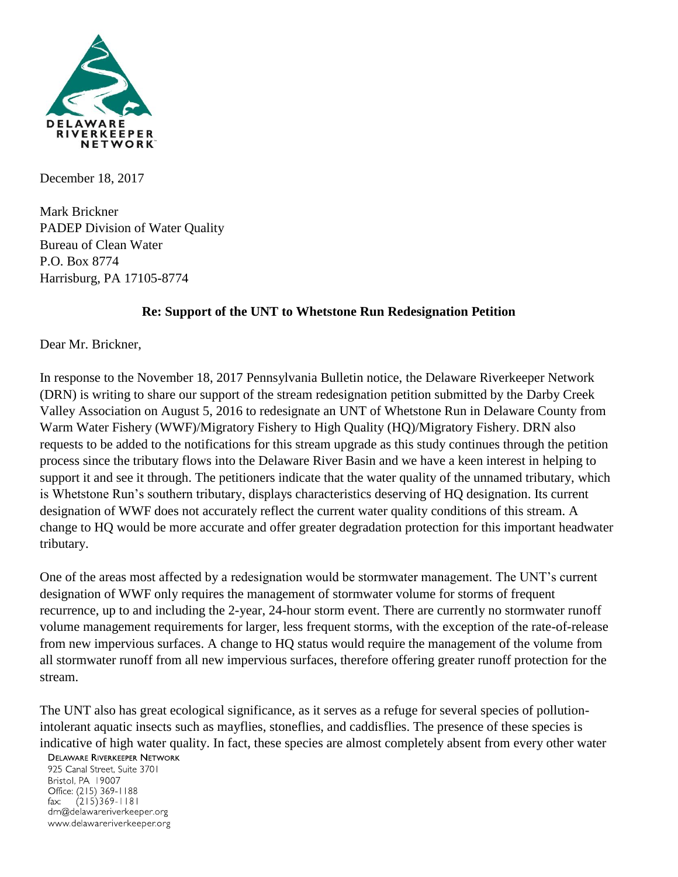December 18, 2017

Mark Brickner
PADEP Division of Water Quality
Bureau of Clean Water
P.O. Box 8774
Harrisburg, PA 17105-8774

**Re: Support of the UNT to Whetstone Run Redesignation Petition**

Dear Mr. Brickner,

In response to the November 18, 2017 Pennsylvania Bulletin notice, the Delaware Riverkeeper Network (DRN) is writing to share our support of the stream redesignation petition submitted by the Darby Creek Valley Association on August 5, 2016 to redesignate an UNT of Whetstone Run in Delaware County from Warm Water Fishery (WWF)/Migratory Fishery to High Quality (HQ)/Migratory Fishery. DRN also requests to be added to the notifications for this stream upgrade as this study continues through the petition process since the tributary flows into the Delaware River Basin and we have a keen interest in helping to support it and see it through. The petitioners indicate that the water quality of the unnamed tributary, which is Whetstone Run's southern tributary, displays characteristics deserving of HQ designation. Its current designation of WWF does not accurately reflect the current water quality conditions of this stream. A change to HQ would be more accurate and offer greater degradation protection for this important headwater tributary.

One of the areas most affected by a redesignation would be stormwater management. The UNT's current designation of WWF only requires the management of stormwater volume for storms of frequent recurrence, up to and including the 2-year, 24-hour storm event. There are currently no stormwater runoff volume management requirements for larger, less frequent storms, with the exception of the rate-of-release from new impervious surfaces. A change to HQ status would require the management of the volume from all stormwater runoff from all new impervious surfaces, therefore offering greater runoff protection for the stream.

The UNT also has great ecological significance, as it serves as a refuge for several species of pollution-intolerant aquatic insects such as mayflies, stoneflies, and caddisflies. The presence of these species is indicative of high water quality. In fact, these species are almost completely absent from every other water

Delaware Riverkeeper Network
925 Canal Street, Suite 3701
Bristol, PA 19007
Office: (215) 369-1188
fax: (215)369-1181
drn@delawareriverkeeper.org
www.delawareriverkeeper.org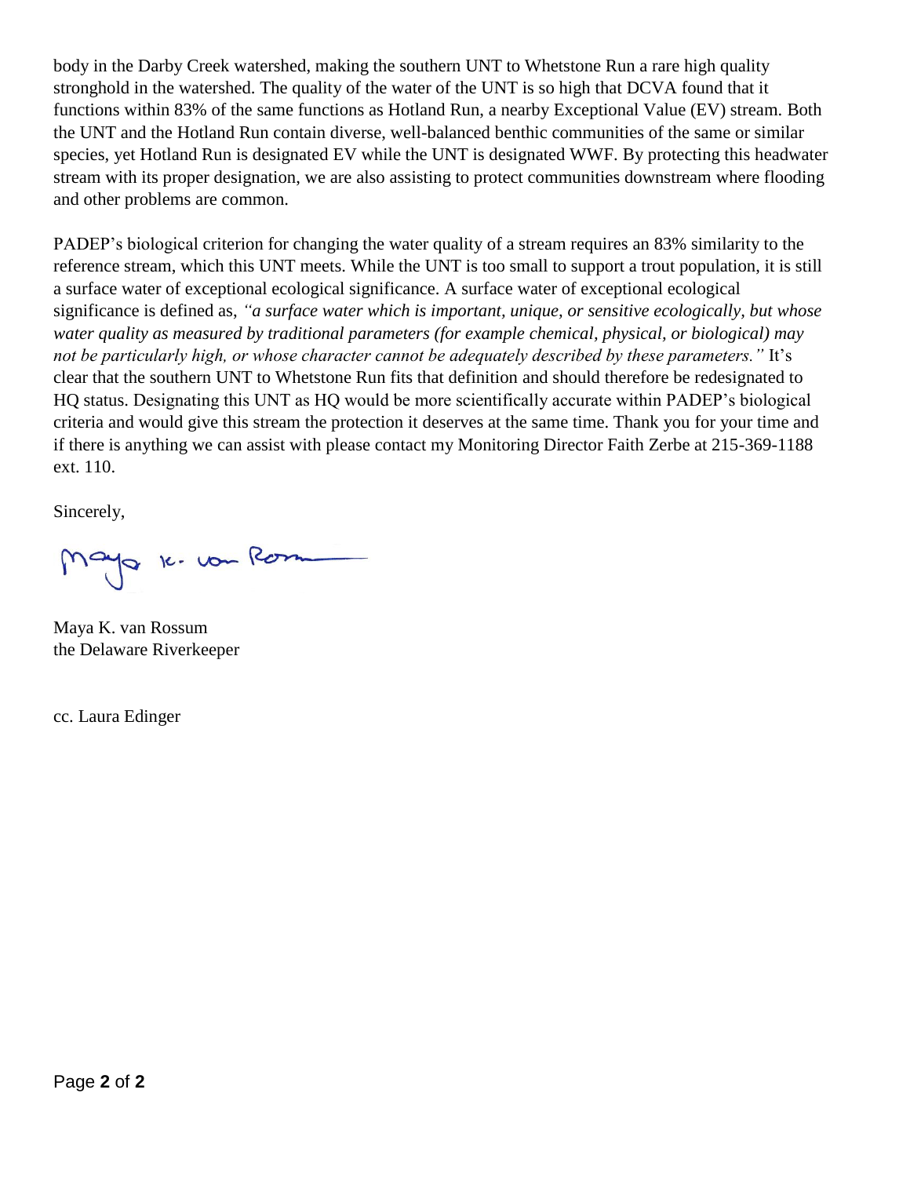body in the Darby Creek watershed, making the southern UNT to Whetstone Run a rare high quality stronghold in the watershed. The quality of the water of the UNT is so high that DCVA found that it functions within 83% of the same functions as Hotland Run, a nearby Exceptional Value (EV) stream. Both the UNT and the Hotland Run contain diverse, well-balanced benthic communities of the same or similar species, yet Hotland Run is designated EV while the UNT is designated WWF. By protecting this headwater stream with its proper designation, we are also assisting to protect communities downstream where flooding and other problems are common.

PADEP's biological criterion for changing the water quality of a stream requires an 83% similarity to the reference stream, which this UNT meets. While the UNT is too small to support a trout population, it is still a surface water of exceptional ecological significance. A surface water of exceptional ecological significance is defined as, *"a surface water which is important, unique, or sensitive ecologically, but whose water quality as measured by traditional parameters (for example chemical, physical, or biological) may not be particularly high, or whose character cannot be adequately described by these parameters."* It's clear that the southern UNT to Whetstone Run fits that definition and should therefore be redesignated to HQ status. Designating this UNT as HQ would be more scientifically accurate within PADEP's biological criteria and would give this stream the protection it deserves at the same time. Thank you for your time and if there is anything we can assist with please contact my Monitoring Director Faith Zerbe at 215-369-1188 ext. 110.

Sincerely,

Maya K. van Rossum

Maya K. van Rossum
the Delaware Riverkeeper

cc. Laura Edinger